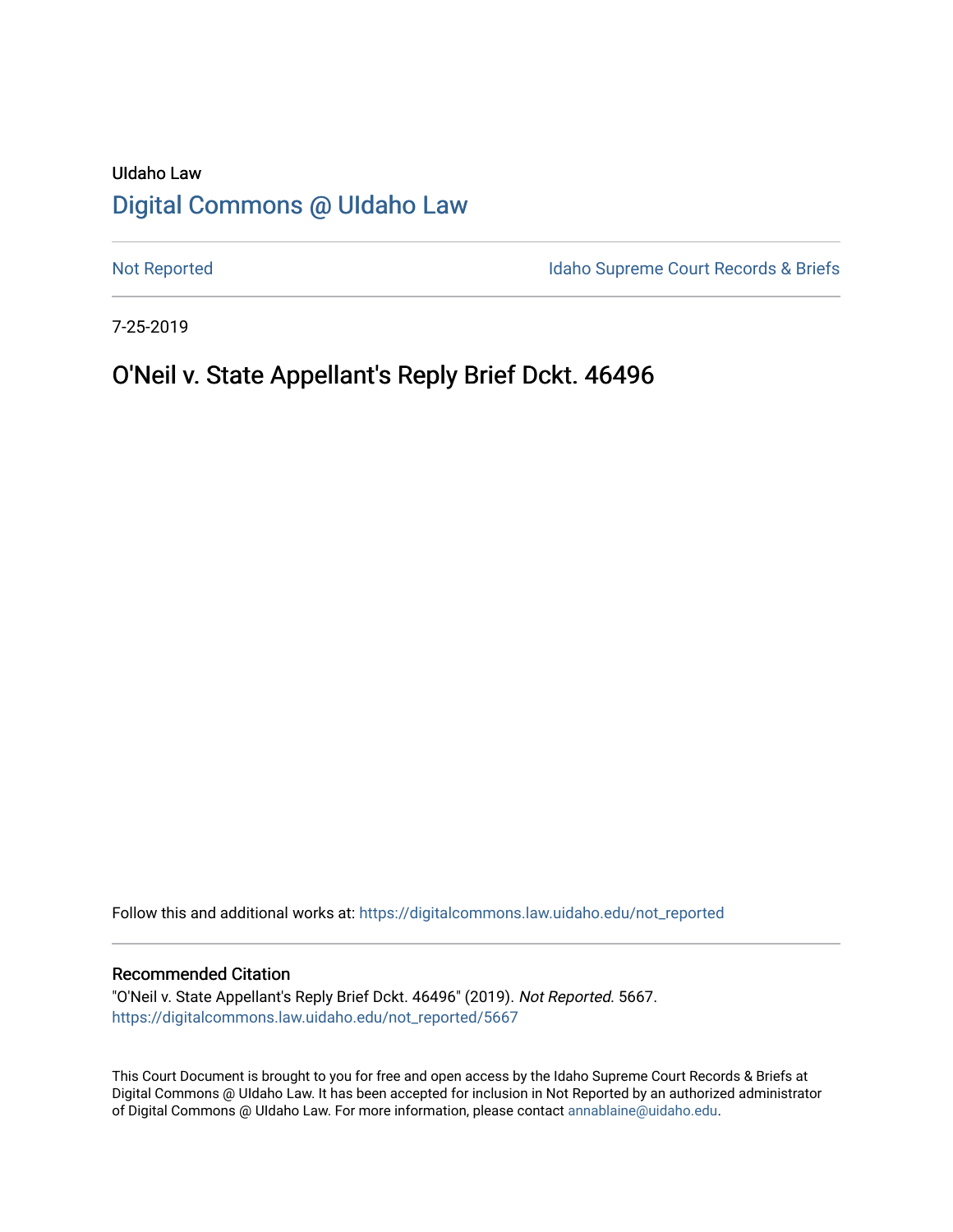UIdaho Law

# Digital Commons @ UIdaho Law

Not Reported

Idaho Supreme Court Records & Briefs

7-25-2019

## O'Neil v. State Appellant's Reply Brief Dckt. 46496

Follow this and additional works at: https://digitalcommons.law.uidaho.edu/not_reported

### Recommended Citation

"O'Neil v. State Appellant's Reply Brief Dckt. 46496" (2019). *Not Reported*. 5667.
https://digitalcommons.law.uidaho.edu/not_reported/5667

This Court Document is brought to you for free and open access by the Idaho Supreme Court Records & Briefs at Digital Commons @ UIdaho Law. It has been accepted for inclusion in Not Reported by an authorized administrator of Digital Commons @ UIdaho Law. For more information, please contact annablaine@uidaho.edu.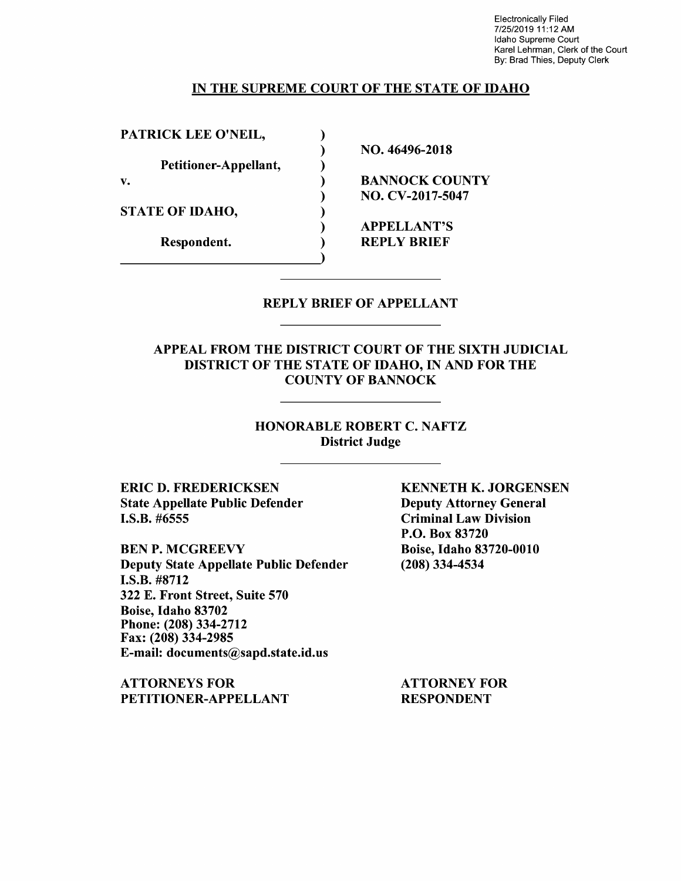Electronically Filed
7/25/2019 11:12 AM
Idaho Supreme Court
Karel Lehrman, Clerk of the Court
By: Brad Thies, Deputy Clerk

## IN THE SUPREME COURT OF THE STATE OF IDAHO

| | |
|---|---|
| **PATRICK LEE O'NEIL,** | **NO. 46496-2018** |
| **Petitioner-Appellant,** | |
| **v.** | **BANNOCK COUNTY NO. CV-2017-5047** |
| **STATE OF IDAHO,** | |
| **Respondent.** | **APPELLANT'S REPLY BRIEF** |

## REPLY BRIEF OF APPELLANT

**APPEAL FROM THE DISTRICT COURT OF THE SIXTH JUDICIAL DISTRICT OF THE STATE OF IDAHO, IN AND FOR THE COUNTY OF BANNOCK**

**HONORABLE ROBERT C. NAFTZ**
**District Judge**

**ERIC D. FREDERICKSEN**
**State Appellate Public Defender**
**I.S.B. #6555**

**BEN P. MCGREEVY**
**Deputy State Appellate Public Defender**
**I.S.B. #8712**
**322 E. Front Street, Suite 570**
**Boise, Idaho 83702**
**Phone: (208) 334-2712**
**Fax: (208) 334-2985**
**E-mail: documents@sapd.state.id.us**

**ATTORNEYS FOR PETITIONER-APPELLANT**

**KENNETH K. JORGENSEN**
**Deputy Attorney General**
**Criminal Law Division**
**P.O. Box 83720**
**Boise, Idaho 83720-0010**
**(208) 334-4534**

**ATTORNEY FOR RESPONDENT**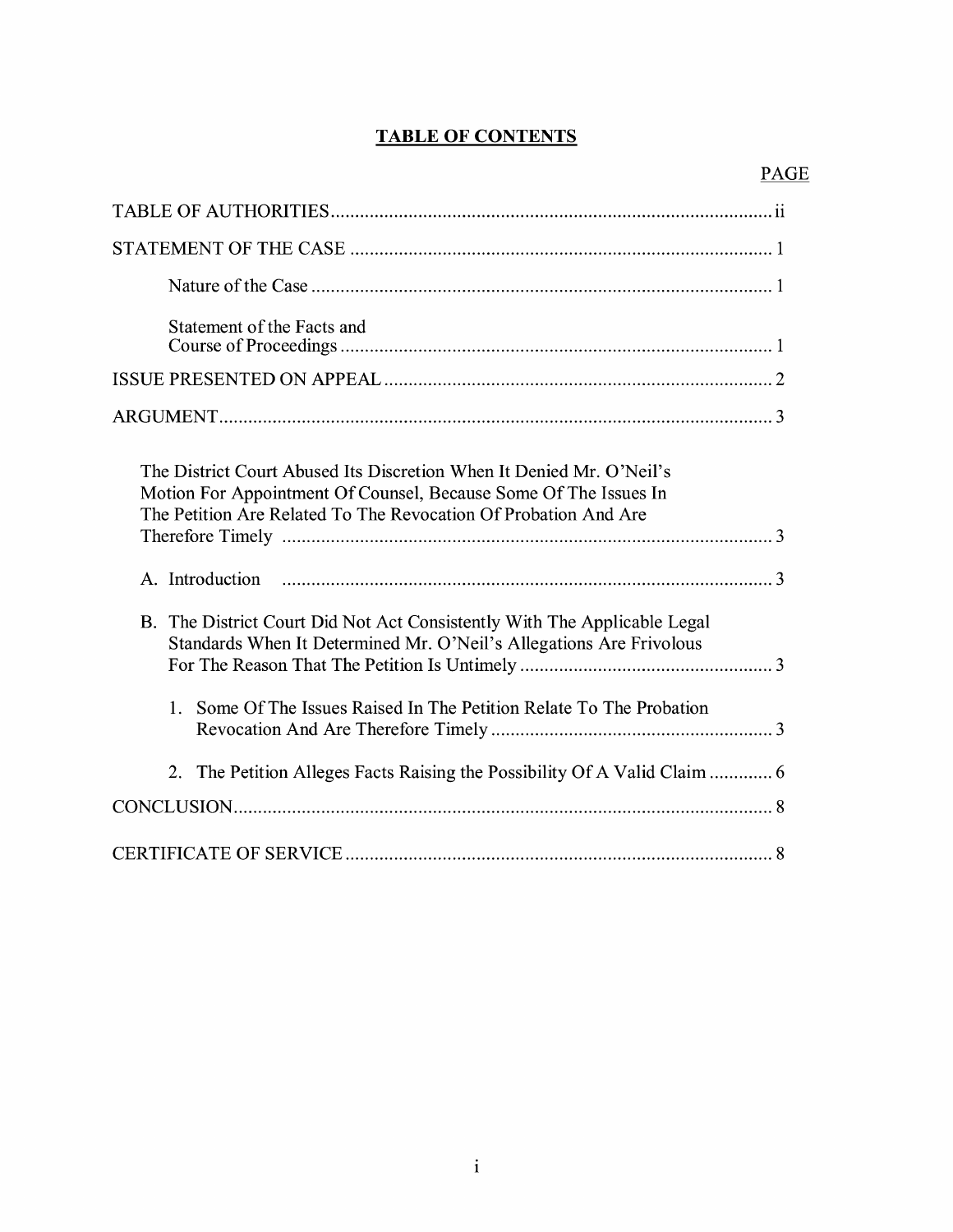## TABLE OF CONTENTS

| | PAGE |
|---|---|
| TABLE OF AUTHORITIES | ii |
| STATEMENT OF THE CASE | 1 |
| Nature of the Case | 1 |
| Statement of the Facts and Course of Proceedings | 1 |
| ISSUE PRESENTED ON APPEAL | 2 |
| ARGUMENT | 3 |
| The District Court Abused Its Discretion When It Denied Mr. O'Neil's Motion For Appointment Of Counsel, Because Some Of The Issues In The Petition Are Related To The Revocation Of Probation And Are Therefore Timely | 3 |
| A. Introduction | 3 |
| B. The District Court Did Not Act Consistently With The Applicable Legal Standards When It Determined Mr. O'Neil's Allegations Are Frivolous For The Reason That The Petition Is Untimely | 3 |
| 1. Some Of The Issues Raised In The Petition Relate To The Probation Revocation And Are Therefore Timely | 3 |
| 2. The Petition Alleges Facts Raising the Possibility Of A Valid Claim | 6 |
| CONCLUSION | 8 |
| CERTIFICATE OF SERVICE | 8 |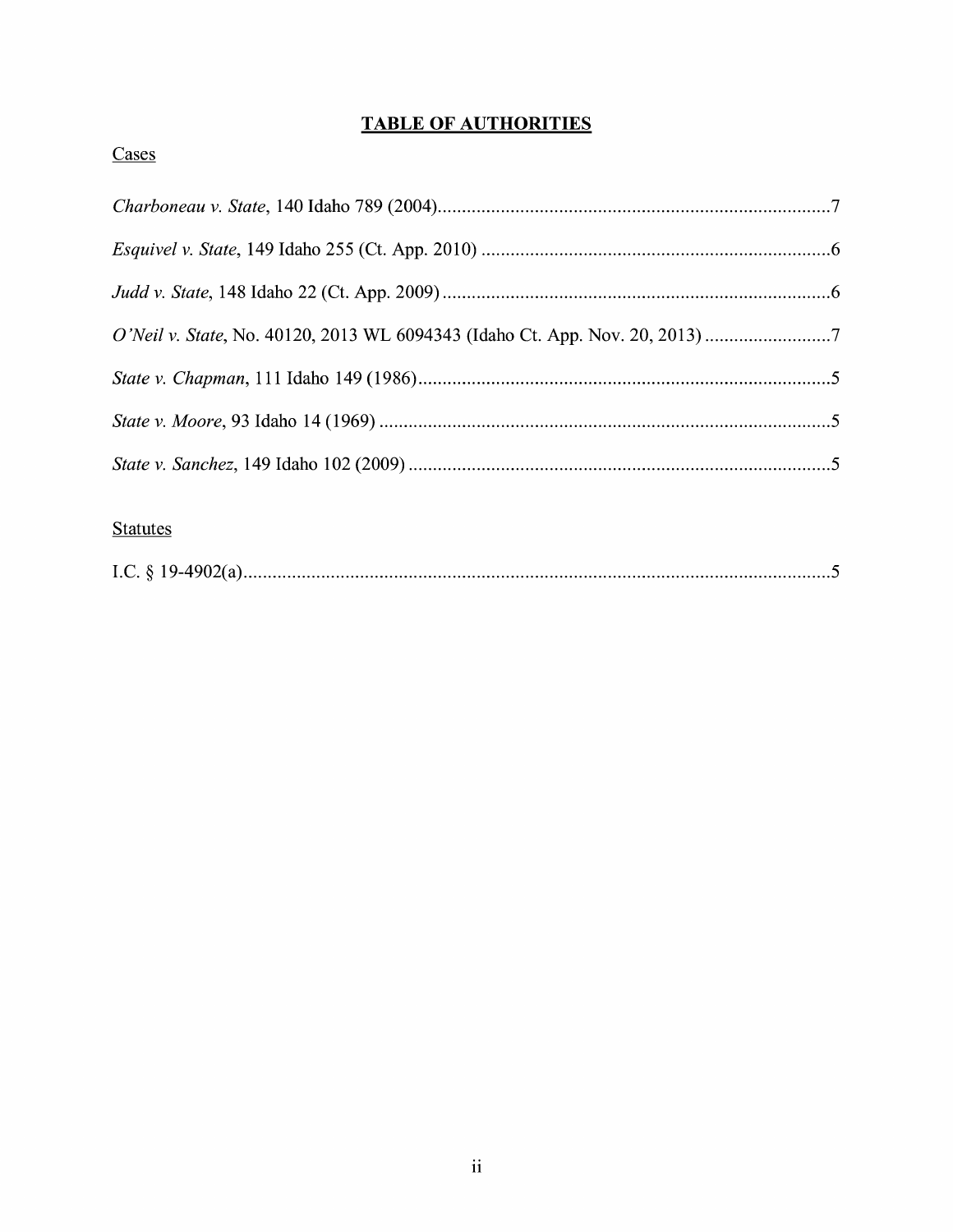# **TABLE OF AUTHORITIES**

Cases

*Charboneau v. State*, 140 Idaho 789 (2004)......................................................7

*Esquivel v. State*, 149 Idaho 255 (Ct. App. 2010) ..............................................6

*Judd v. State*, 148 Idaho 22 (Ct. App. 2009) .....................................................6

*O'Neil v. State*, No. 40120, 2013 WL 6094343 (Idaho Ct. App. Nov. 20, 2013) ..........7

*State v. Chapman*, 111 Idaho 149 (1986)............................................................5

*State v. Moore*, 93 Idaho 14 (1969) ...................................................................5

*State v. Sanchez*, 149 Idaho 102 (2009) .............................................................5

Statutes

I.C. § 19-4902(a).................................................................................................5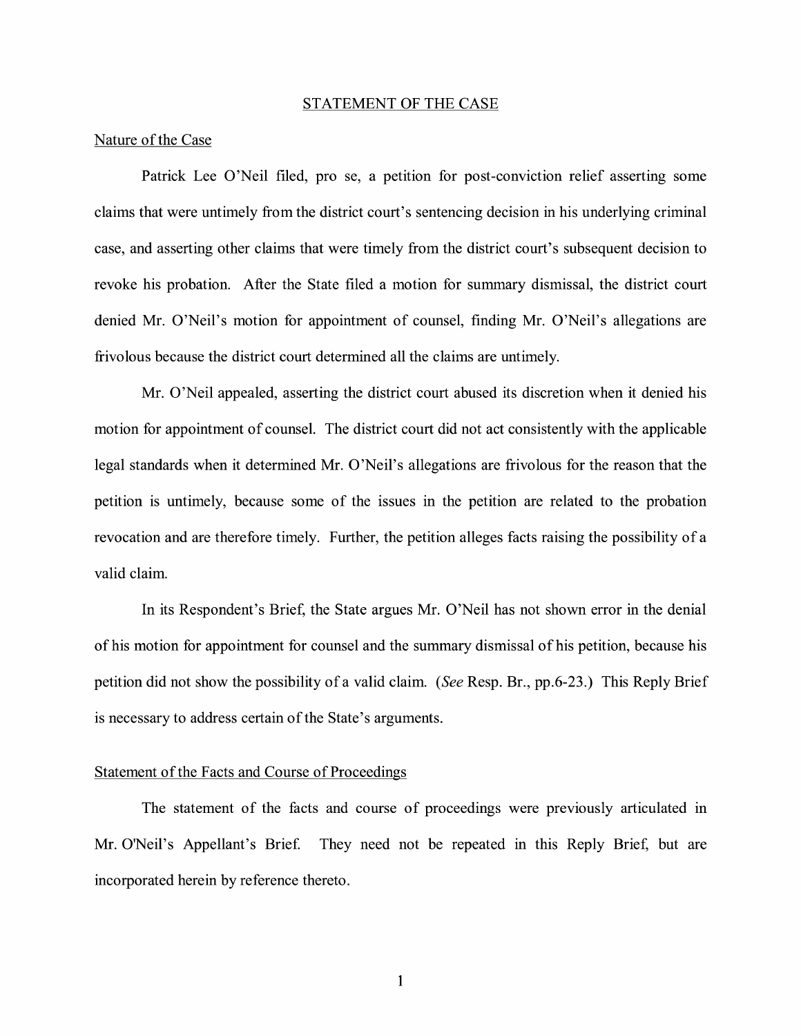## STATEMENT OF THE CASE

### Nature of the Case

Patrick Lee O'Neil filed, pro se, a petition for post-conviction relief asserting some claims that were untimely from the district court's sentencing decision in his underlying criminal case, and asserting other claims that were timely from the district court's subsequent decision to revoke his probation. After the State filed a motion for summary dismissal, the district court denied Mr. O'Neil's motion for appointment of counsel, finding Mr. O'Neil's allegations are frivolous because the district court determined all the claims are untimely.

Mr. O'Neil appealed, asserting the district court abused its discretion when it denied his motion for appointment of counsel. The district court did not act consistently with the applicable legal standards when it determined Mr. O'Neil's allegations are frivolous for the reason that the petition is untimely, because some of the issues in the petition are related to the probation revocation and are therefore timely. Further, the petition alleges facts raising the possibility of a valid claim.

In its Respondent's Brief, the State argues Mr. O'Neil has not shown error in the denial of his motion for appointment for counsel and the summary dismissal of his petition, because his petition did not show the possibility of a valid claim. (*See* Resp. Br., pp.6-23.) This Reply Brief is necessary to address certain of the State's arguments.

### Statement of the Facts and Course of Proceedings

The statement of the facts and course of proceedings were previously articulated in Mr. O'Neil's Appellant's Brief. They need not be repeated in this Reply Brief, but are incorporated herein by reference thereto.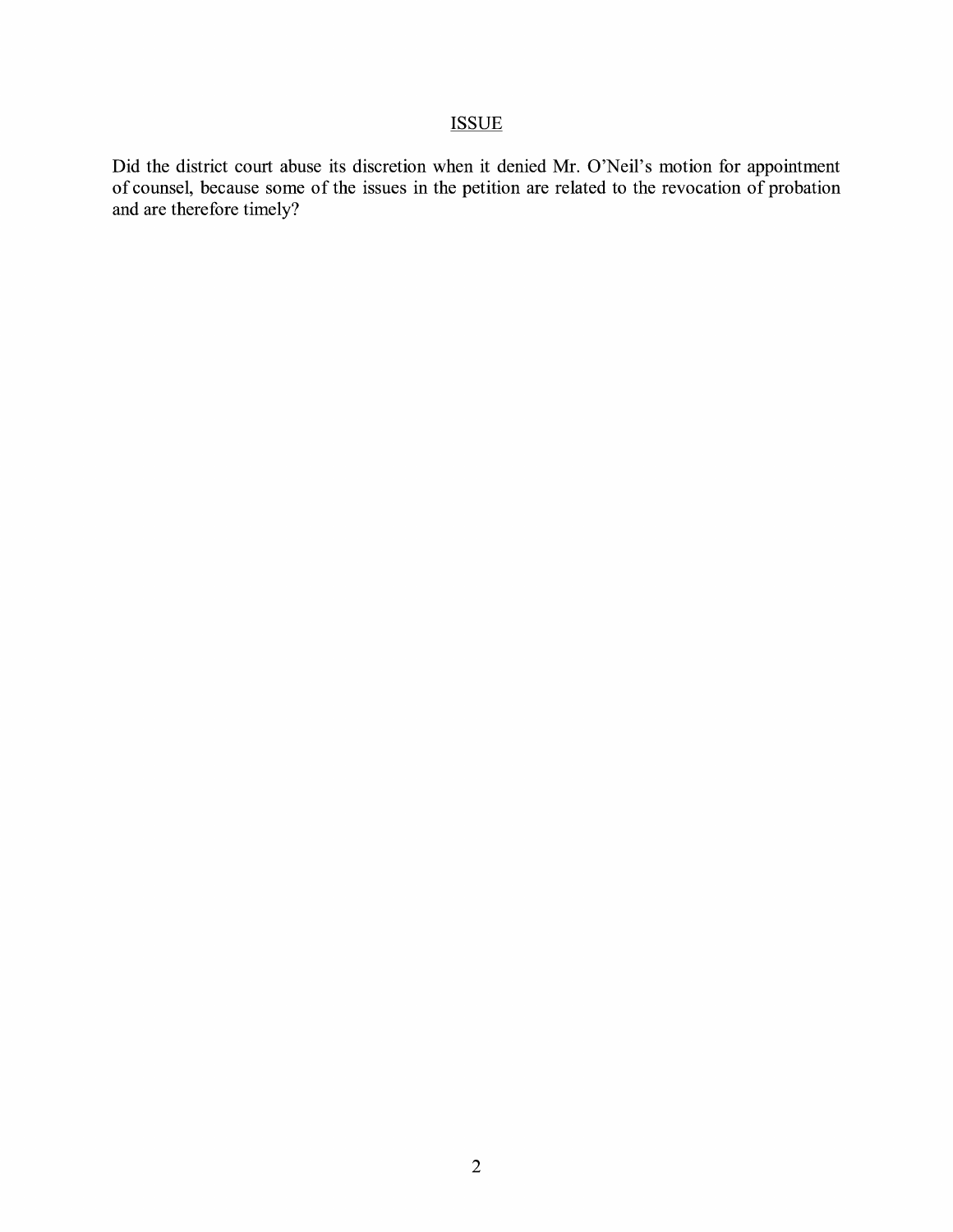## ISSUE

Did the district court abuse its discretion when it denied Mr. O'Neil's motion for appointment of counsel, because some of the issues in the petition are related to the revocation of probation and are therefore timely?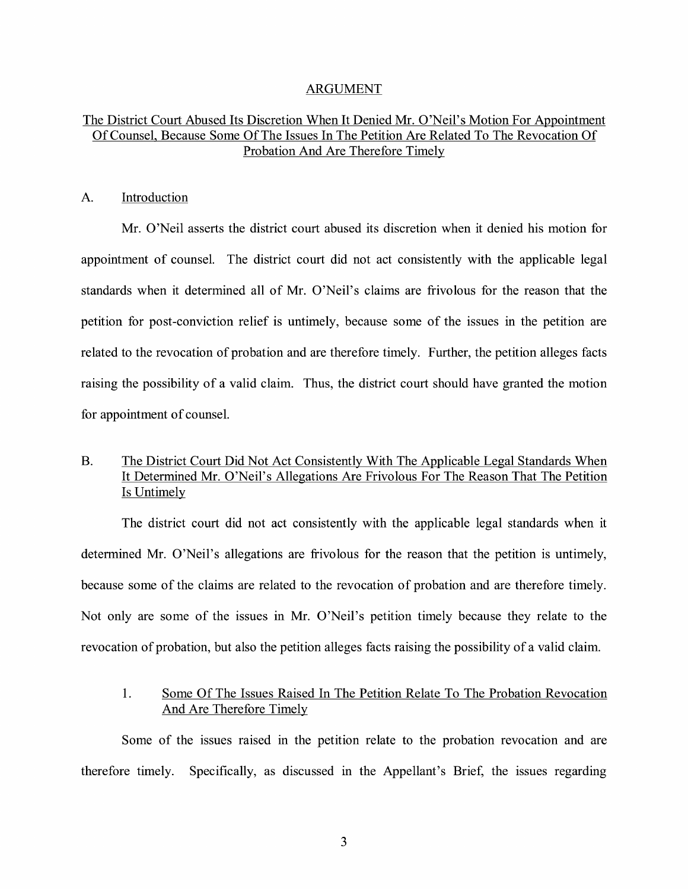## ARGUMENT

### The District Court Abused Its Discretion When It Denied Mr. O'Neil's Motion For Appointment Of Counsel, Because Some Of The Issues In The Petition Are Related To The Revocation Of Probation And Are Therefore Timely

#### A. Introduction

Mr. O'Neil asserts the district court abused its discretion when it denied his motion for appointment of counsel. The district court did not act consistently with the applicable legal standards when it determined all of Mr. O'Neil's claims are frivolous for the reason that the petition for post-conviction relief is untimely, because some of the issues in the petition are related to the revocation of probation and are therefore timely. Further, the petition alleges facts raising the possibility of a valid claim. Thus, the district court should have granted the motion for appointment of counsel.

#### B. The District Court Did Not Act Consistently With The Applicable Legal Standards When It Determined Mr. O'Neil's Allegations Are Frivolous For The Reason That The Petition Is Untimely

The district court did not act consistently with the applicable legal standards when it determined Mr. O'Neil's allegations are frivolous for the reason that the petition is untimely, because some of the claims are related to the revocation of probation and are therefore timely. Not only are some of the issues in Mr. O'Neil's petition timely because they relate to the revocation of probation, but also the petition alleges facts raising the possibility of a valid claim.

##### 1. Some Of The Issues Raised In The Petition Relate To The Probation Revocation And Are Therefore Timely

Some of the issues raised in the petition relate to the probation revocation and are therefore timely. Specifically, as discussed in the Appellant's Brief, the issues regarding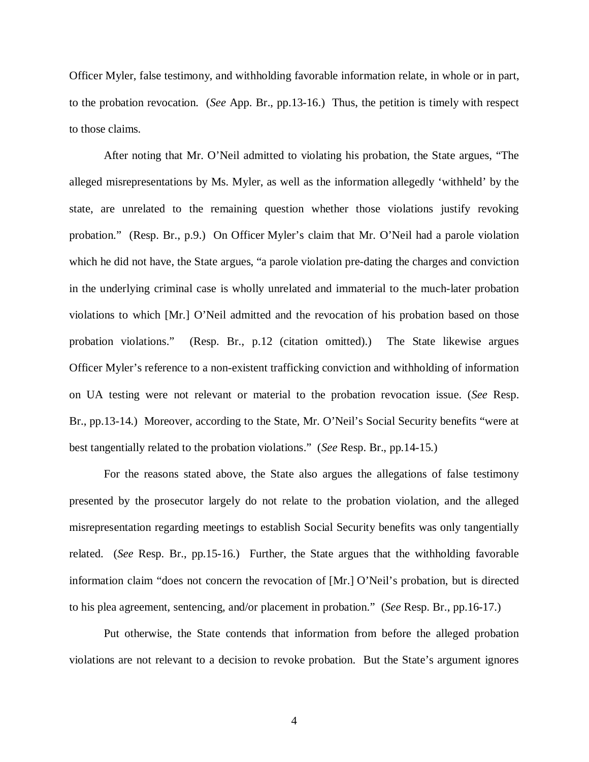Officer Myler, false testimony, and withholding favorable information relate, in whole or in part, to the probation revocation. (*See* App. Br., pp.13-16.) Thus, the petition is timely with respect to those claims.

After noting that Mr. O'Neil admitted to violating his probation, the State argues, "The alleged misrepresentations by Ms. Myler, as well as the information allegedly 'withheld' by the state, are unrelated to the remaining question whether those violations justify revoking probation." (Resp. Br., p.9.) On Officer Myler's claim that Mr. O'Neil had a parole violation which he did not have, the State argues, "a parole violation pre-dating the charges and conviction in the underlying criminal case is wholly unrelated and immaterial to the much-later probation violations to which [Mr.] O'Neil admitted and the revocation of his probation based on those probation violations." (Resp. Br., p.12 (citation omitted).) The State likewise argues Officer Myler's reference to a non-existent trafficking conviction and withholding of information on UA testing were not relevant or material to the probation revocation issue. (*See* Resp. Br., pp.13-14.) Moreover, according to the State, Mr. O'Neil's Social Security benefits "were at best tangentially related to the probation violations." (*See* Resp. Br., pp.14-15.)

For the reasons stated above, the State also argues the allegations of false testimony presented by the prosecutor largely do not relate to the probation violation, and the alleged misrepresentation regarding meetings to establish Social Security benefits was only tangentially related. (*See* Resp. Br., pp.15-16.) Further, the State argues that the withholding favorable information claim "does not concern the revocation of [Mr.] O'Neil's probation, but is directed to his plea agreement, sentencing, and/or placement in probation." (*See* Resp. Br., pp.16-17.)

Put otherwise, the State contends that information from before the alleged probation violations are not relevant to a decision to revoke probation. But the State's argument ignores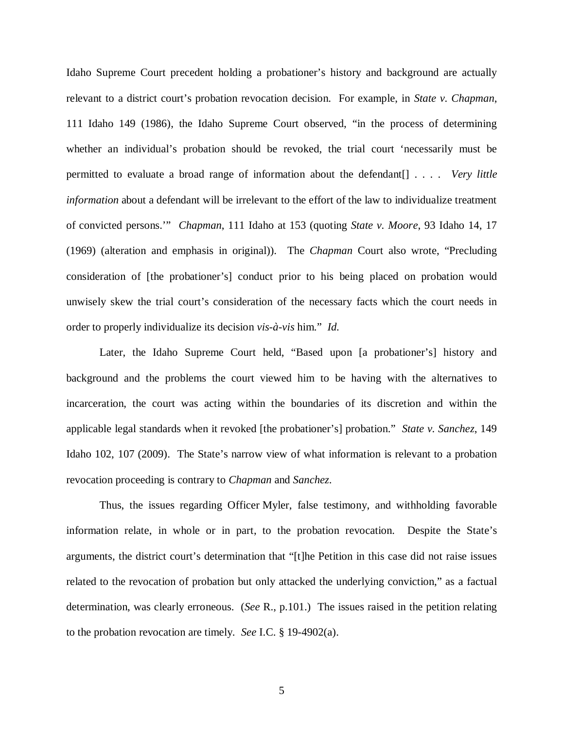Idaho Supreme Court precedent holding a probationer's history and background are actually relevant to a district court's probation revocation decision. For example, in *State v. Chapman*, 111 Idaho 149 (1986), the Idaho Supreme Court observed, "in the process of determining whether an individual's probation should be revoked, the trial court 'necessarily must be permitted to evaluate a broad range of information about the defendant[] . . . . *Very little information* about a defendant will be irrelevant to the effort of the law to individualize treatment of convicted persons.'" *Chapman*, 111 Idaho at 153 (quoting *State v. Moore*, 93 Idaho 14, 17 (1969) (alteration and emphasis in original)). The *Chapman* Court also wrote, "Precluding consideration of [the probationer's] conduct prior to his being placed on probation would unwisely skew the trial court's consideration of the necessary facts which the court needs in order to properly individualize its decision *vis-à-vis* him." *Id.*

Later, the Idaho Supreme Court held, "Based upon [a probationer's] history and background and the problems the court viewed him to be having with the alternatives to incarceration, the court was acting within the boundaries of its discretion and within the applicable legal standards when it revoked [the probationer's] probation." *State v. Sanchez*, 149 Idaho 102, 107 (2009). The State's narrow view of what information is relevant to a probation revocation proceeding is contrary to *Chapman* and *Sanchez*.

Thus, the issues regarding Officer Myler, false testimony, and withholding favorable information relate, in whole or in part, to the probation revocation. Despite the State's arguments, the district court's determination that "[t]he Petition in this case did not raise issues related to the revocation of probation but only attacked the underlying conviction," as a factual determination, was clearly erroneous. (*See* R., p.101.) The issues raised in the petition relating to the probation revocation are timely. *See* I.C. § 19-4902(a).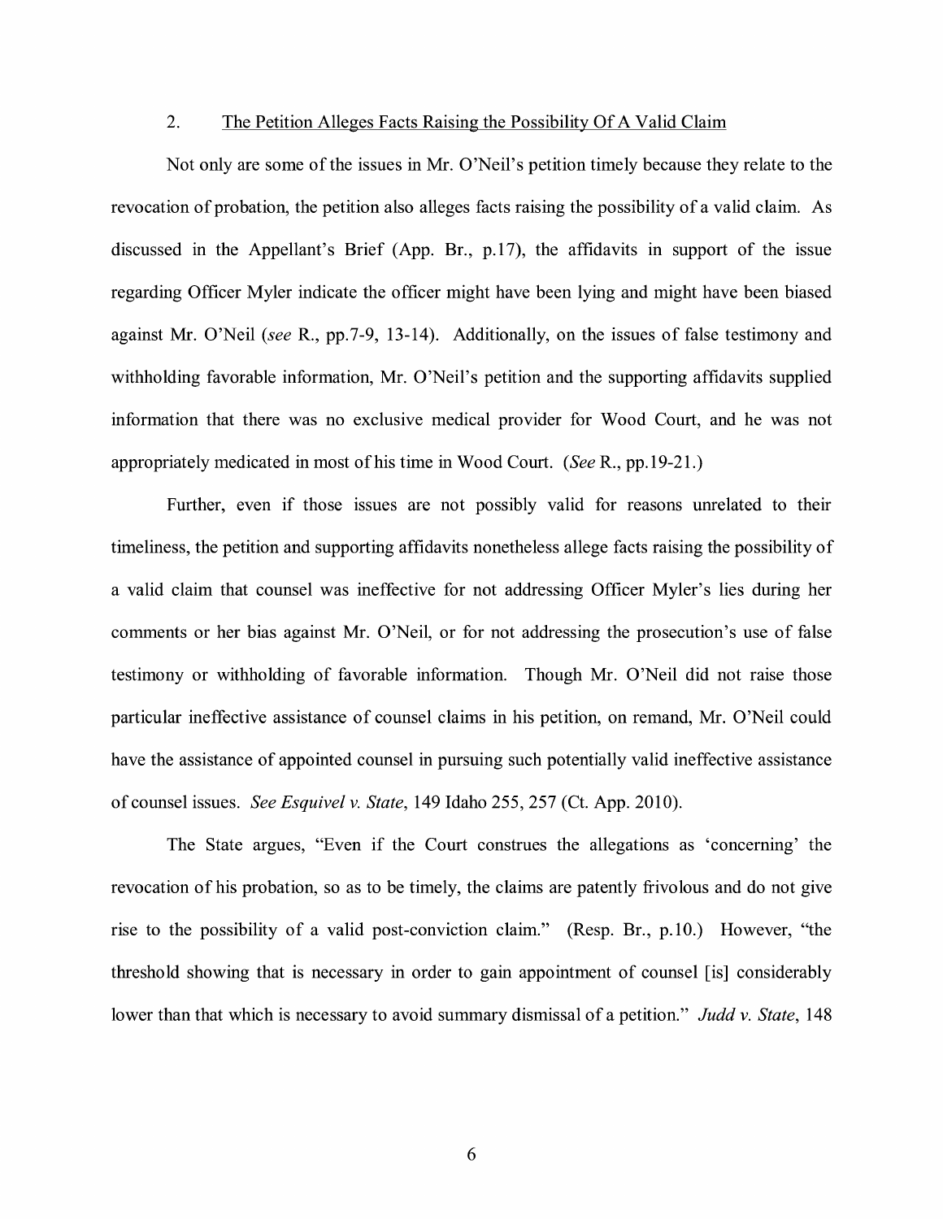### 2. <u>The Petition Alleges Facts Raising the Possibility Of A Valid Claim</u>

Not only are some of the issues in Mr. O'Neil's petition timely because they relate to the revocation of probation, the petition also alleges facts raising the possibility of a valid claim. As discussed in the Appellant's Brief (App. Br., p.17), the affidavits in support of the issue regarding Officer Myler indicate the officer might have been lying and might have been biased against Mr. O'Neil (*see* R., pp.7-9, 13-14). Additionally, on the issues of false testimony and withholding favorable information, Mr. O'Neil's petition and the supporting affidavits supplied information that there was no exclusive medical provider for Wood Court, and he was not appropriately medicated in most of his time in Wood Court. (*See* R., pp.19-21.)

Further, even if those issues are not possibly valid for reasons unrelated to their timeliness, the petition and supporting affidavits nonetheless allege facts raising the possibility of a valid claim that counsel was ineffective for not addressing Officer Myler's lies during her comments or her bias against Mr. O'Neil, or for not addressing the prosecution's use of false testimony or withholding of favorable information. Though Mr. O'Neil did not raise those particular ineffective assistance of counsel claims in his petition, on remand, Mr. O'Neil could have the assistance of appointed counsel in pursuing such potentially valid ineffective assistance of counsel issues. *See Esquivel v. State*, 149 Idaho 255, 257 (Ct. App. 2010).

The State argues, "Even if the Court construes the allegations as 'concerning' the revocation of his probation, so as to be timely, the claims are patently frivolous and do not give rise to the possibility of a valid post-conviction claim." (Resp. Br., p.10.) However, "the threshold showing that is necessary in order to gain appointment of counsel [is] considerably lower than that which is necessary to avoid summary dismissal of a petition." *Judd v. State*, 148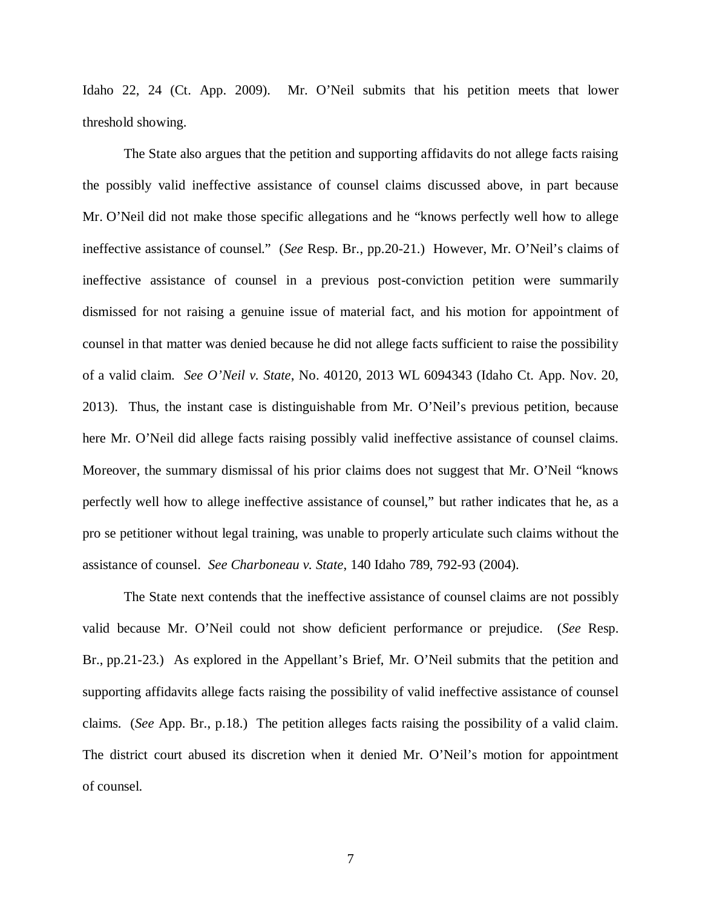Idaho 22, 24 (Ct. App. 2009). Mr. O'Neil submits that his petition meets that lower threshold showing.

The State also argues that the petition and supporting affidavits do not allege facts raising the possibly valid ineffective assistance of counsel claims discussed above, in part because Mr. O'Neil did not make those specific allegations and he "knows perfectly well how to allege ineffective assistance of counsel." (*See* Resp. Br., pp.20-21.) However, Mr. O'Neil's claims of ineffective assistance of counsel in a previous post-conviction petition were summarily dismissed for not raising a genuine issue of material fact, and his motion for appointment of counsel in that matter was denied because he did not allege facts sufficient to raise the possibility of a valid claim. *See O'Neil v. State*, No. 40120, 2013 WL 6094343 (Idaho Ct. App. Nov. 20, 2013). Thus, the instant case is distinguishable from Mr. O'Neil's previous petition, because here Mr. O'Neil did allege facts raising possibly valid ineffective assistance of counsel claims. Moreover, the summary dismissal of his prior claims does not suggest that Mr. O'Neil "knows perfectly well how to allege ineffective assistance of counsel," but rather indicates that he, as a pro se petitioner without legal training, was unable to properly articulate such claims without the assistance of counsel. *See Charboneau v. State*, 140 Idaho 789, 792-93 (2004).

The State next contends that the ineffective assistance of counsel claims are not possibly valid because Mr. O'Neil could not show deficient performance or prejudice. (*See* Resp. Br., pp.21-23.) As explored in the Appellant's Brief, Mr. O'Neil submits that the petition and supporting affidavits allege facts raising the possibility of valid ineffective assistance of counsel claims. (*See* App. Br., p.18.) The petition alleges facts raising the possibility of a valid claim. The district court abused its discretion when it denied Mr. O'Neil's motion for appointment of counsel.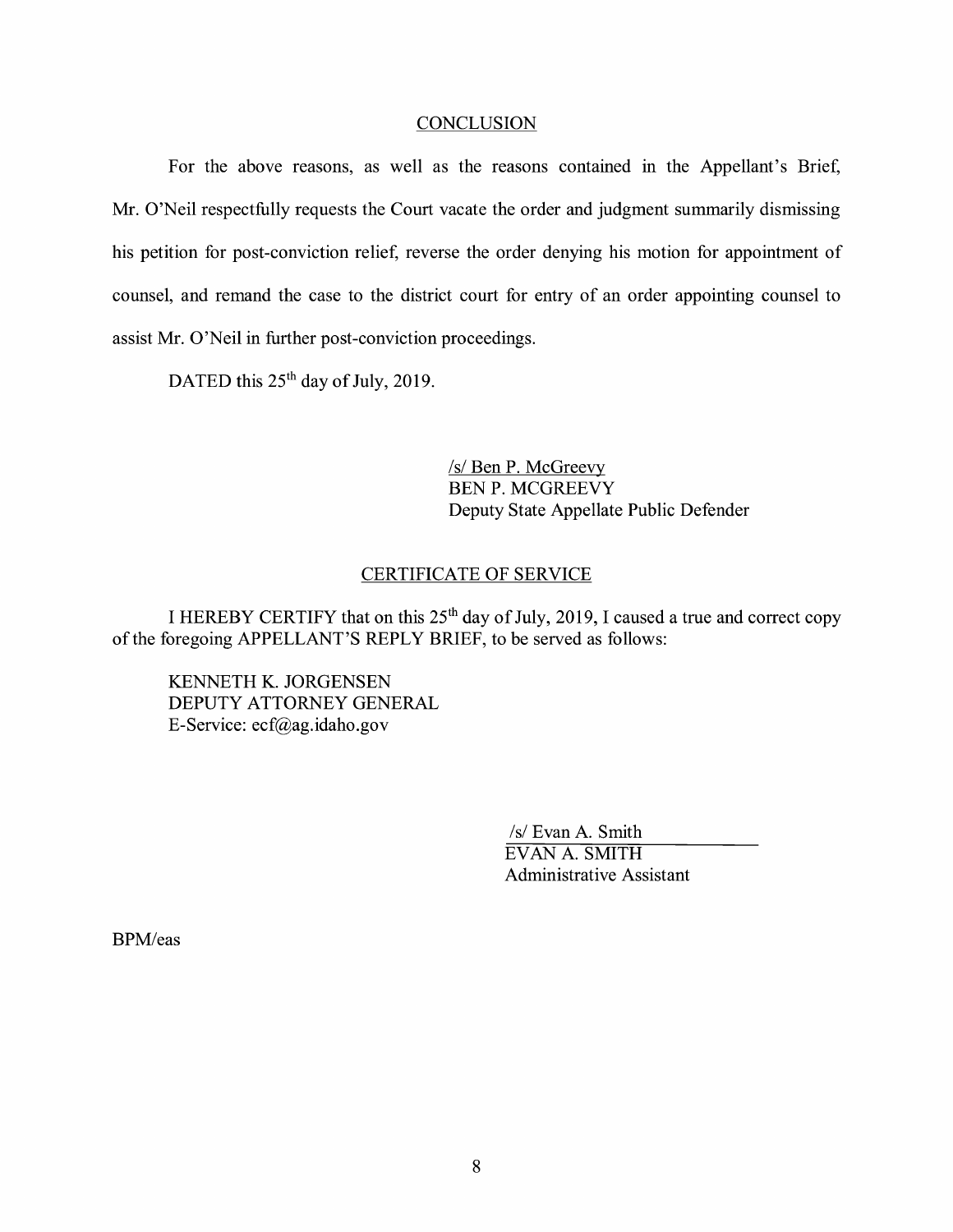## CONCLUSION

For the above reasons, as well as the reasons contained in the Appellant's Brief, Mr. O'Neil respectfully requests the Court vacate the order and judgment summarily dismissing his petition for post-conviction relief, reverse the order denying his motion for appointment of counsel, and remand the case to the district court for entry of an order appointing counsel to assist Mr. O'Neil in further post-conviction proceedings.

DATED this 25th day of July, 2019.

/s/ Ben P. McGreevy
BEN P. MCGREEVY
Deputy State Appellate Public Defender

## CERTIFICATE OF SERVICE

I HEREBY CERTIFY that on this 25th day of July, 2019, I caused a true and correct copy of the foregoing APPELLANT'S REPLY BRIEF, to be served as follows:

KENNETH K. JORGENSEN
DEPUTY ATTORNEY GENERAL
E-Service: ecf@ag.idaho.gov

/s/ Evan A. Smith
EVAN A. SMITH
Administrative Assistant

BPM/eas